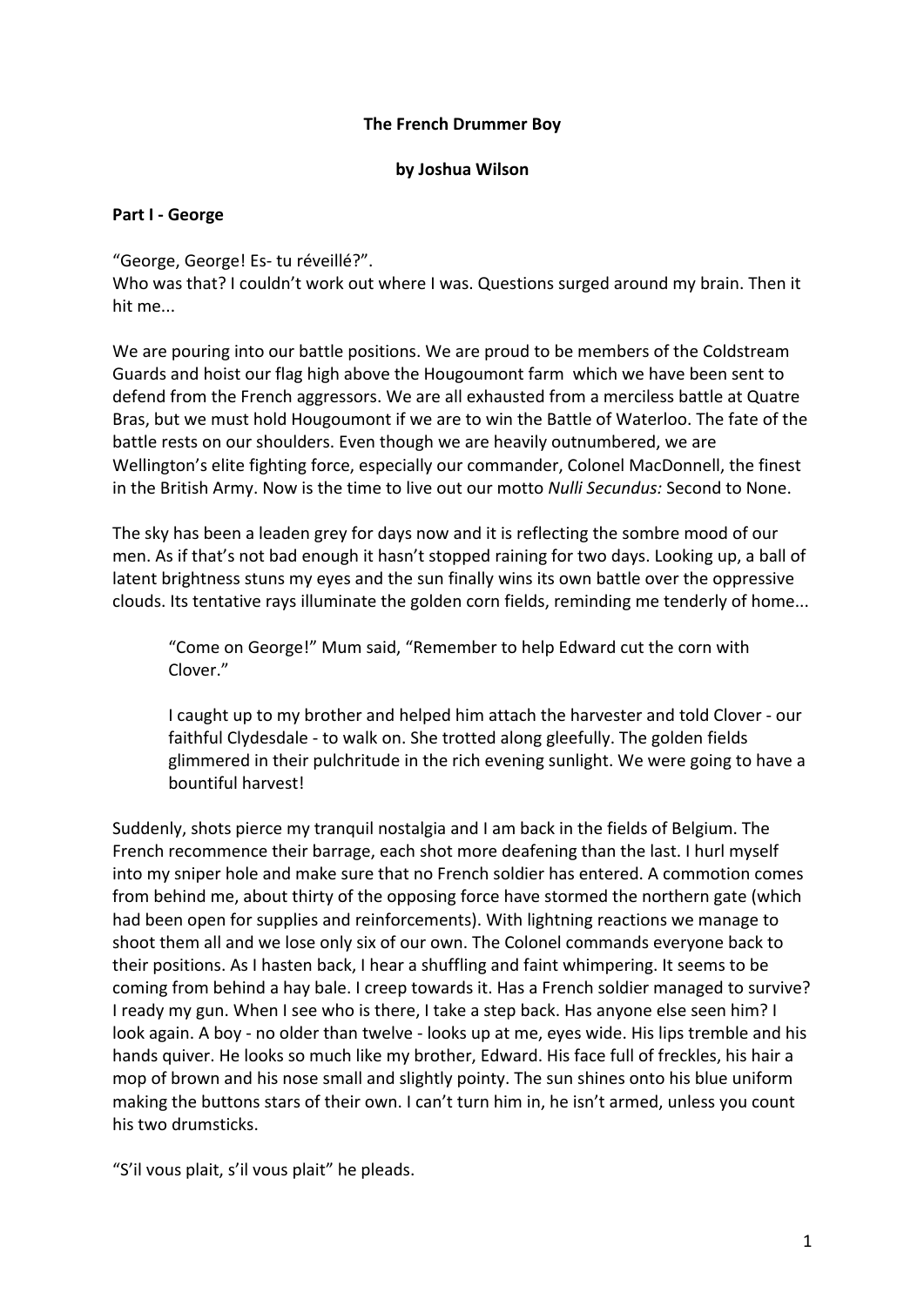**The French Drummer Boy**

**by Joshua Wilson**

**Part I - George**

“George, George! Es- tu réveillé?”.
Who was that? I couldn’t work out where I was. Questions surged around my brain. Then it hit me...

We are pouring into our battle positions. We are proud to be members of the Coldstream Guards and hoist our flag high above the Hougoumont farm which we have been sent to defend from the French aggressors. We are all exhausted from a merciless battle at Quatre Bras, but we must hold Hougoumont if we are to win the Battle of Waterloo. The fate of the battle rests on our shoulders. Even though we are heavily outnumbered, we are Wellington’s elite fighting force, especially our commander, Colonel MacDonnell, the finest in the British Army. Now is the time to live out our motto *Nulli Secundus:* Second to None.

The sky has been a leaden grey for days now and it is reflecting the sombre mood of our men. As if that’s not bad enough it hasn’t stopped raining for two days. Looking up, a ball of latent brightness stuns my eyes and the sun finally wins its own battle over the oppressive clouds. Its tentative rays illuminate the golden corn fields, reminding me tenderly of home...

> “Come on George!” Mum said, “Remember to help Edward cut the corn with Clover.”
>
> I caught up to my brother and helped him attach the harvester and told Clover - our faithful Clydesdale - to walk on. She trotted along gleefully. The golden fields glimmered in their pulchritude in the rich evening sunlight. We were going to have a bountiful harvest!

Suddenly, shots pierce my tranquil nostalgia and I am back in the fields of Belgium. The French recommence their barrage, each shot more deafening than the last. I hurl myself into my sniper hole and make sure that no French soldier has entered. A commotion comes from behind me, about thirty of the opposing force have stormed the northern gate (which had been open for supplies and reinforcements). With lightning reactions we manage to shoot them all and we lose only six of our own. The Colonel commands everyone back to their positions. As I hasten back, I hear a shuffling and faint whimpering. It seems to be coming from behind a hay bale. I creep towards it. Has a French soldier managed to survive? I ready my gun. When I see who is there, I take a step back. Has anyone else seen him? I look again. A boy - no older than twelve - looks up at me, eyes wide. His lips tremble and his hands quiver. He looks so much like my brother, Edward. His face full of freckles, his hair a mop of brown and his nose small and slightly pointy. The sun shines onto his blue uniform making the buttons stars of their own. I can’t turn him in, he isn’t armed, unless you count his two drumsticks.

“S’il vous plait, s’il vous plait” he pleads.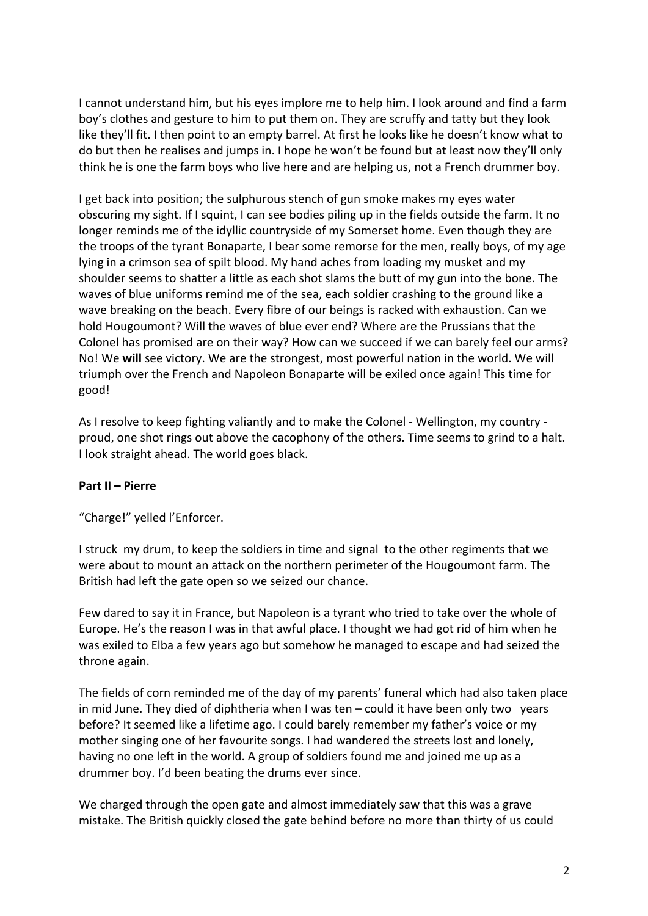I cannot understand him, but his eyes implore me to help him. I look around and find a farm boy's clothes and gesture to him to put them on. They are scruffy and tatty but they look like they'll fit. I then point to an empty barrel. At first he looks like he doesn't know what to do but then he realises and jumps in. I hope he won't be found but at least now they'll only think he is one the farm boys who live here and are helping us, not a French drummer boy.

I get back into position; the sulphurous stench of gun smoke makes my eyes water obscuring my sight. If I squint, I can see bodies piling up in the fields outside the farm. It no longer reminds me of the idyllic countryside of my Somerset home. Even though they are the troops of the tyrant Bonaparte, I bear some remorse for the men, really boys, of my age lying in a crimson sea of spilt blood. My hand aches from loading my musket and my shoulder seems to shatter a little as each shot slams the butt of my gun into the bone. The waves of blue uniforms remind me of the sea, each soldier crashing to the ground like a wave breaking on the beach. Every fibre of our beings is racked with exhaustion. Can we hold Hougoumont? Will the waves of blue ever end? Where are the Prussians that the Colonel has promised are on their way? How can we succeed if we can barely feel our arms? No! We **will** see victory. We are the strongest, most powerful nation in the world. We will triumph over the French and Napoleon Bonaparte will be exiled once again! This time for good!

As I resolve to keep fighting valiantly and to make the Colonel - Wellington, my country - proud, one shot rings out above the cacophony of the others. Time seems to grind to a halt. I look straight ahead. The world goes black.

**Part II – Pierre**

"Charge!" yelled l'Enforcer.

I struck my drum, to keep the soldiers in time and signal to the other regiments that we were about to mount an attack on the northern perimeter of the Hougoumont farm. The British had left the gate open so we seized our chance.

Few dared to say it in France, but Napoleon is a tyrant who tried to take over the whole of Europe. He's the reason I was in that awful place. I thought we had got rid of him when he was exiled to Elba a few years ago but somehow he managed to escape and had seized the throne again.

The fields of corn reminded me of the day of my parents' funeral which had also taken place in mid June. They died of diphtheria when I was ten – could it have been only two years before? It seemed like a lifetime ago. I could barely remember my father's voice or my mother singing one of her favourite songs. I had wandered the streets lost and lonely, having no one left in the world. A group of soldiers found me and joined me up as a drummer boy. I'd been beating the drums ever since.

We charged through the open gate and almost immediately saw that this was a grave mistake. The British quickly closed the gate behind before no more than thirty of us could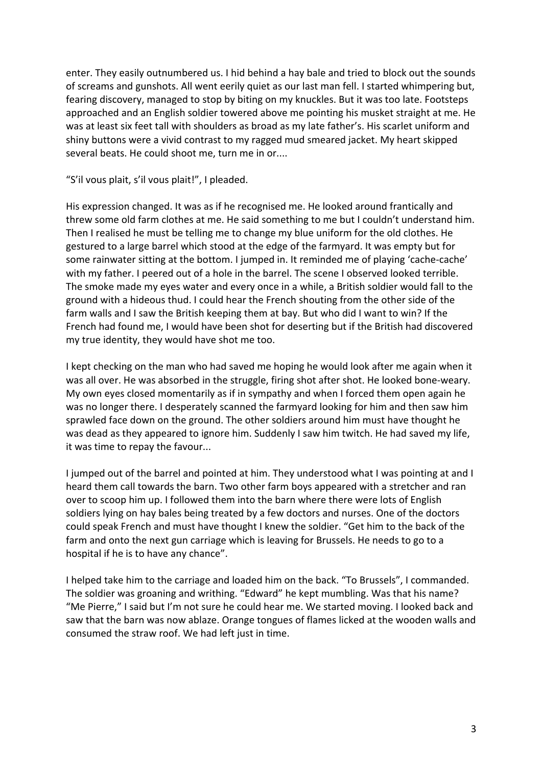enter. They easily outnumbered us. I hid behind a hay bale and tried to block out the sounds of screams and gunshots. All went eerily quiet as our last man fell. I started whimpering but, fearing discovery, managed to stop by biting on my knuckles. But it was too late. Footsteps approached and an English soldier towered above me pointing his musket straight at me. He was at least six feet tall with shoulders as broad as my late father's. His scarlet uniform and shiny buttons were a vivid contrast to my ragged mud smeared jacket. My heart skipped several beats. He could shoot me, turn me in or....

"S'il vous plait, s'il vous plait!", I pleaded.

His expression changed. It was as if he recognised me. He looked around frantically and threw some old farm clothes at me. He said something to me but I couldn't understand him. Then I realised he must be telling me to change my blue uniform for the old clothes. He gestured to a large barrel which stood at the edge of the farmyard. It was empty but for some rainwater sitting at the bottom. I jumped in. It reminded me of playing 'cache-cache' with my father. I peered out of a hole in the barrel. The scene I observed looked terrible. The smoke made my eyes water and every once in a while, a British soldier would fall to the ground with a hideous thud. I could hear the French shouting from the other side of the farm walls and I saw the British keeping them at bay. But who did I want to win? If the French had found me, I would have been shot for deserting but if the British had discovered my true identity, they would have shot me too.

I kept checking on the man who had saved me hoping he would look after me again when it was all over. He was absorbed in the struggle, firing shot after shot. He looked bone-weary. My own eyes closed momentarily as if in sympathy and when I forced them open again he was no longer there. I desperately scanned the farmyard looking for him and then saw him sprawled face down on the ground. The other soldiers around him must have thought he was dead as they appeared to ignore him. Suddenly I saw him twitch. He had saved my life, it was time to repay the favour...

I jumped out of the barrel and pointed at him. They understood what I was pointing at and I heard them call towards the barn. Two other farm boys appeared with a stretcher and ran over to scoop him up. I followed them into the barn where there were lots of English soldiers lying on hay bales being treated by a few doctors and nurses. One of the doctors could speak French and must have thought I knew the soldier. "Get him to the back of the farm and onto the next gun carriage which is leaving for Brussels. He needs to go to a hospital if he is to have any chance".

I helped take him to the carriage and loaded him on the back. "To Brussels", I commanded. The soldier was groaning and writhing. "Edward" he kept mumbling. Was that his name? "Me Pierre," I said but I'm not sure he could hear me. We started moving. I looked back and saw that the barn was now ablaze. Orange tongues of flames licked at the wooden walls and consumed the straw roof. We had left just in time.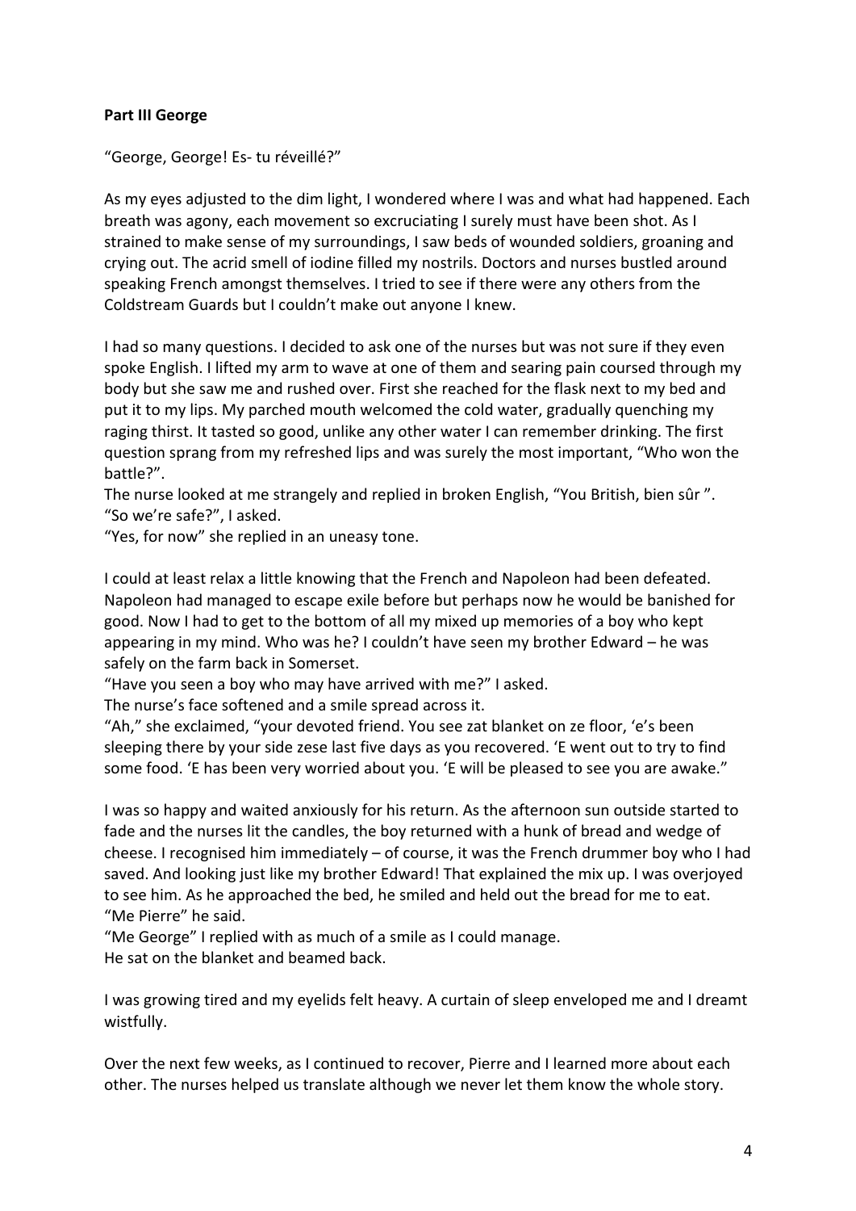**Part III George**

"George, George! Es- tu réveillé?"

As my eyes adjusted to the dim light, I wondered where I was and what had happened. Each breath was agony, each movement so excruciating I surely must have been shot. As I strained to make sense of my surroundings, I saw beds of wounded soldiers, groaning and crying out. The acrid smell of iodine filled my nostrils. Doctors and nurses bustled around speaking French amongst themselves. I tried to see if there were any others from the Coldstream Guards but I couldn't make out anyone I knew.

I had so many questions. I decided to ask one of the nurses but was not sure if they even spoke English. I lifted my arm to wave at one of them and searing pain coursed through my body but she saw me and rushed over. First she reached for the flask next to my bed and put it to my lips. My parched mouth welcomed the cold water, gradually quenching my raging thirst. It tasted so good, unlike any other water I can remember drinking. The first question sprang from my refreshed lips and was surely the most important, "Who won the battle?".

The nurse looked at me strangely and replied in broken English, "You British, bien sûr ".

"So we're safe?", I asked.

"Yes, for now" she replied in an uneasy tone.

I could at least relax a little knowing that the French and Napoleon had been defeated. Napoleon had managed to escape exile before but perhaps now he would be banished for good. Now I had to get to the bottom of all my mixed up memories of a boy who kept appearing in my mind. Who was he? I couldn't have seen my brother Edward – he was safely on the farm back in Somerset.

"Have you seen a boy who may have arrived with me?" I asked.

The nurse's face softened and a smile spread across it.

"Ah," she exclaimed, "your devoted friend. You see zat blanket on ze floor, 'e's been sleeping there by your side zese last five days as you recovered. 'E went out to try to find some food. 'E has been very worried about you. 'E will be pleased to see you are awake."

I was so happy and waited anxiously for his return. As the afternoon sun outside started to fade and the nurses lit the candles, the boy returned with a hunk of bread and wedge of cheese. I recognised him immediately – of course, it was the French drummer boy who I had saved. And looking just like my brother Edward! That explained the mix up. I was overjoyed to see him. As he approached the bed, he smiled and held out the bread for me to eat.

"Me Pierre" he said.

"Me George" I replied with as much of a smile as I could manage.

He sat on the blanket and beamed back.

I was growing tired and my eyelids felt heavy. A curtain of sleep enveloped me and I dreamt wistfully.

Over the next few weeks, as I continued to recover, Pierre and I learned more about each other. The nurses helped us translate although we never let them know the whole story.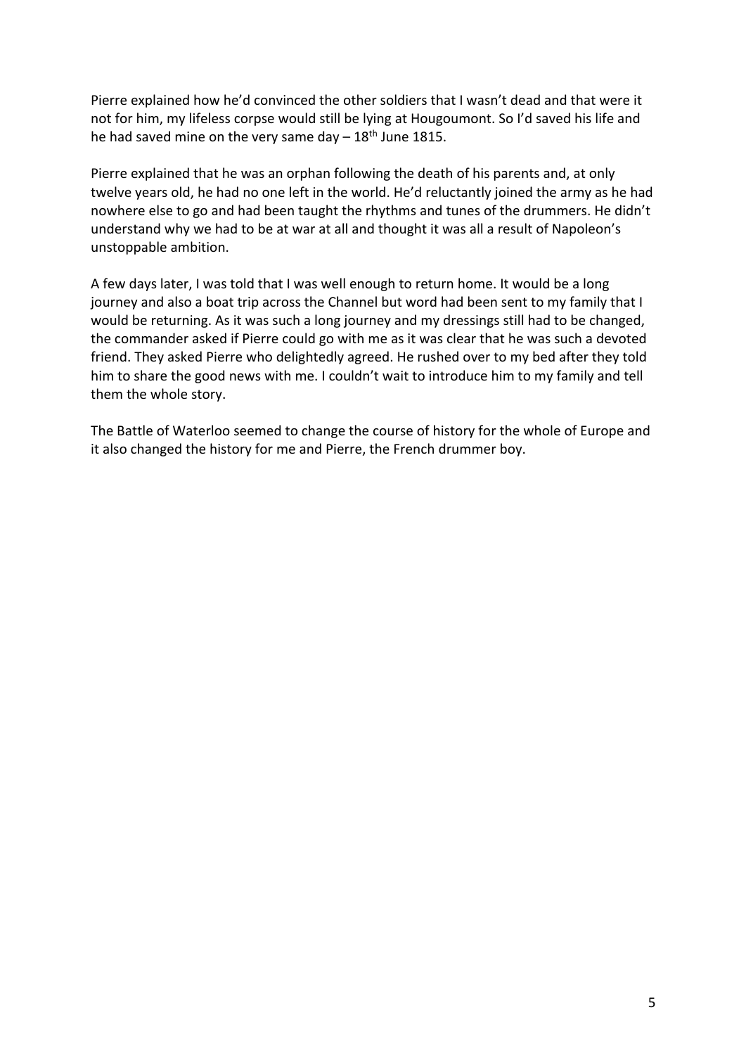Pierre explained how he'd convinced the other soldiers that I wasn't dead and that were it not for him, my lifeless corpse would still be lying at Hougoumont. So I'd saved his life and he had saved mine on the very same day – 18th June 1815.

Pierre explained that he was an orphan following the death of his parents and, at only twelve years old, he had no one left in the world. He'd reluctantly joined the army as he had nowhere else to go and had been taught the rhythms and tunes of the drummers. He didn't understand why we had to be at war at all and thought it was all a result of Napoleon's unstoppable ambition.

A few days later, I was told that I was well enough to return home. It would be a long journey and also a boat trip across the Channel but word had been sent to my family that I would be returning. As it was such a long journey and my dressings still had to be changed, the commander asked if Pierre could go with me as it was clear that he was such a devoted friend. They asked Pierre who delightedly agreed. He rushed over to my bed after they told him to share the good news with me. I couldn't wait to introduce him to my family and tell them the whole story.

The Battle of Waterloo seemed to change the course of history for the whole of Europe and it also changed the history for me and Pierre, the French drummer boy.